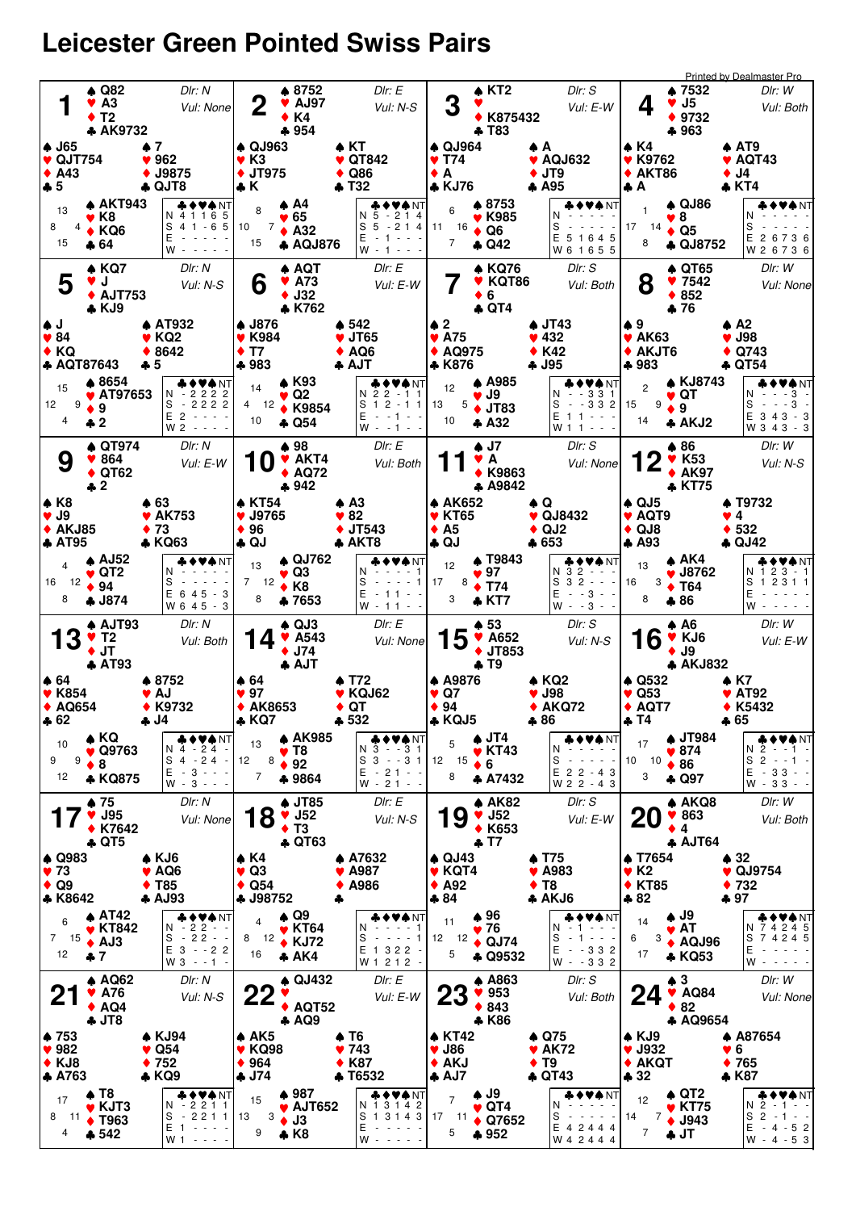# Leicester Green Pointed Swiss Pairs

## Board 1
Dlr: N — Vul: None

| Seat | ♠ | ♥ | ♦ | ♣ |
|---|---|---|---|---|
| North | Q82 | A3 | T2 | AK9732 |
| West | J65 | QJT754 | A43 | 5 |
| East | 7 | 962 | J9875 | QJT8 |
| South | AKT943 | K8 | KQ6 | 64 |

HCP: N 13, W 8, E 4, S 15

| | ♣ | ♦ | ♥ | ♠ | NT |
|---|---|---|---|---|---|
| N | 4 | 1 | 1 | 6 | 5 |
| S | 4 | 1 | - | 6 | 5 |
| E | - | - | - | - | - |
| W | - | - | - | - | - |

## Board 2
Dlr: E — Vul: N-S

| Seat | ♠ | ♥ | ♦ | ♣ |
|---|---|---|---|---|
| North | 8752 | AJ97 | K4 | 954 |
| West | QJ963 | K3 | JT975 | K |
| East | KT | QT842 | Q86 | T32 |
| South | A4 | 65 | A32 | AQJ876 |

HCP: N 8, W 10, E 7, S 15

| | ♣ | ♦ | ♥ | ♠ | NT |
|---|---|---|---|---|---|
| N | 5 | - | 2 | 1 | 4 |
| S | 5 | - | 2 | 1 | 4 |
| E | - | 1 | - | - | - |
| W | - | 1 | - | - | - |

## Board 3
Dlr: S — Vul: E-W

| Seat | ♠ | ♥ | ♦ | ♣ |
|---|---|---|---|---|
| North | KT2 | | K875432 | T83 |
| West | QJ964 | T74 | A | KJ76 |
| East | A | AQJ632 | JT9 | A95 |
| South | 8753 | K985 | Q6 | Q42 |

HCP: N 6, W 11, E 16, S 7

| | ♣ | ♦ | ♥ | ♠ | NT |
|---|---|---|---|---|---|
| N | - | - | - | - | - |
| S | - | - | - | - | - |
| E | 5 | 1 | 6 | 4 | 5 |
| W | 6 | 1 | 6 | 5 | 5 |

## Board 4
Dlr: W — Vul: Both

| Seat | ♠ | ♥ | ♦ | ♣ |
|---|---|---|---|---|
| North | 7532 | J5 | 9732 | 963 |
| West | K4 | K9762 | AKT86 | A |
| East | AT9 | AQT43 | J4 | KT4 |
| South | QJ86 | 8 | Q5 | QJ8752 |

HCP: N 1, W 17, E 14, S 8

| | ♣ | ♦ | ♥ | ♠ | NT |
|---|---|---|---|---|---|
| N | - | - | - | - | - |
| S | - | - | - | - | - |
| E | 2 | 6 | 7 | 3 | 6 |
| W | 2 | 6 | 7 | 3 | 6 |

## Board 5
Dlr: N — Vul: N-S

| Seat | ♠ | ♥ | ♦ | ♣ |
|---|---|---|---|---|
| North | KQ7 | J | AJT753 | KJ9 |
| West | J | 84 | KQ | AQT87643 |
| East | AT932 | KQ2 | 8642 | 5 |
| South | 8654 | AT97653 | 9 | 2 |

HCP: N 15, W 12, E 9, S 4

| | ♣ | ♦ | ♥ | ♠ | NT |
|---|---|---|---|---|---|
| N | - | 2 | 2 | 2 | 2 |
| S | - | 2 | 2 | 2 | 2 |
| E | 2 | - | - | - | - |
| W | 2 | - | - | - | - |

## Board 6
Dlr: E — Vul: E-W

| Seat | ♠ | ♥ | ♦ | ♣ |
|---|---|---|---|---|
| North | AQT | A73 | J32 | K762 |
| West | J876 | K984 | T7 | 983 |
| East | 542 | JT65 | AQ6 | AJT |
| South | K93 | Q2 | K9854 | Q54 |

HCP: N 14, W 4, E 12, S 10

| | ♣ | ♦ | ♥ | ♠ | NT |
|---|---|---|---|---|---|
| N | 2 | 2 | - | 1 | 1 |
| S | 1 | 2 | - | 1 | 1 |
| E | - | - | 1 | - | - |
| W | - | - | 1 | - | - |

## Board 7
Dlr: S — Vul: Both

| Seat | ♠ | ♥ | ♦ | ♣ |
|---|---|---|---|---|
| North | KQ76 | KQT86 | 6 | QT4 |
| West | 2 | A75 | AQ975 | K876 |
| East | JT43 | 432 | K42 | J95 |
| South | A985 | J9 | JT83 | A32 |

HCP: N 12, W 13, E 5, S 10

| | ♣ | ♦ | ♥ | ♠ | NT |
|---|---|---|---|---|---|
| N | - | - | 3 | 3 | 1 |
| S | - | - | 3 | 3 | 2 |
| E | 1 | 1 | - | - | - |
| W | 1 | 1 | - | - | - |

## Board 8
Dlr: W — Vul: None

| Seat | ♠ | ♥ | ♦ | ♣ |
|---|---|---|---|---|
| North | QT65 | 7542 | 852 | 76 |
| West | 9 | AK63 | AKJT6 | 983 |
| East | A2 | J98 | Q743 | QT54 |
| South | KJ8743 | QT | 9 | AKJ2 |

HCP: N 2, W 15, E 9, S 14

| | ♣ | ♦ | ♥ | ♠ | NT |
|---|---|---|---|---|---|
| N | - | - | - | 3 | - |
| S | - | - | - | 3 | - |
| E | 3 | 4 | 3 | - | 3 |
| W | 3 | 4 | 3 | - | 3 |

## Board 9
Dlr: N — Vul: E-W

| Seat | ♠ | ♥ | ♦ | ♣ |
|---|---|---|---|---|
| North | QT974 | 864 | QT62 | 2 |
| West | K8 | J9 | AKJ85 | AT95 |
| East | 63 | AK753 | 73 | KQ63 |
| South | AJ52 | QT2 | 94 | J874 |

HCP: N 4, W 16, E 12, S 8

| | ♣ | ♦ | ♥ | ♠ | NT |
|---|---|---|---|---|---|
| N | - | - | - | - | - |
| S | - | - | - | - | - |
| E | 6 | 4 | 5 | - | 3 |
| W | 6 | 4 | 5 | - | 3 |

## Board 10
Dlr: E — Vul: Both

| Seat | ♠ | ♥ | ♦ | ♣ |
|---|---|---|---|---|
| North | 98 | AKT4 | AQ72 | 942 |
| West | KT54 | J9765 | 96 | QJ |
| East | A3 | 82 | JT543 | AKT8 |
| South | QJ762 | Q3 | K8 | 7653 |

HCP: N 13, W 7, E 12, S 8

| | ♣ | ♦ | ♥ | ♠ | NT |
|---|---|---|---|---|---|
| N | - | - | - | - | 1 |
| S | - | - | - | - | 1 |
| E | - | 1 | 1 | - | - |
| W | - | 1 | 1 | - | - |

## Board 11
Dlr: S — Vul: None

| Seat | ♠ | ♥ | ♦ | ♣ |
|---|---|---|---|---|
| North | J7 | A | K9863 | A9842 |
| West | AK652 | KT65 | A5 | QJ |
| East | Q | QJ8432 | QJ2 | 653 |
| South | T9843 | 97 | T74 | KT7 |

HCP: N 12, W 17, E 8, S 3

| | ♣ | ♦ | ♥ | ♠ | NT |
|---|---|---|---|---|---|
| N | 3 | 2 | - | - | - |
| S | 3 | 2 | - | - | - |
| E | - | - | - | - | - |
| W | - | - | 3 | - | - |

## Board 12
Dlr: W — Vul: N-S

| Seat | ♠ | ♥ | ♦ | ♣ |
|---|---|---|---|---|
| North | 86 | K53 | AK97 | KT75 |
| West | QJ5 | AQT9 | QJ8 | A93 |
| East | T9732 | 4 | 532 | QJ42 |
| South | AK4 | J8762 | T64 | 86 |

HCP: N 13, W 16, E 3, S 8

| | ♣ | ♦ | ♥ | ♠ | NT |
|---|---|---|---|---|---|
| N | 1 | 2 | 3 | - | 1 |
| S | 1 | 2 | 3 | 1 | 1 |
| E | - | - | - | - | - |
| W | - | - | - | - | - |

## Board 13
Dlr: N — Vul: Both

| Seat | ♠ | ♥ | ♦ | ♣ |
|---|---|---|---|---|
| North | AJT93 | T2 | JT | AT93 |
| West | 64 | K854 | AQ654 | 62 |
| East | 8752 | AJ | K9732 | J4 |
| South | KQ | Q9763 | 8 | KQ875 |

HCP: N 10, W 9, E 9, S 12

| | ♣ | ♦ | ♥ | ♠ | NT |
|---|---|---|---|---|---|
| N | 4 | - | 2 | 4 | - |
| S | 4 | - | 2 | 4 | - |
| E | - | 3 | - | - | - |
| W | - | 3 | - | - | - |

## Board 14
Dlr: E — Vul: None

| Seat | ♠ | ♥ | ♦ | ♣ |
|---|---|---|---|---|
| North | QJ3 | A543 | J74 | AJT |
| West | 64 | 97 | AK8653 | KQ7 |
| East | T72 | KQJ62 | QT | 532 |
| South | AK985 | T8 | 92 | 9864 |

HCP: N 13, W 12, E 8, S 7

| | ♣ | ♦ | ♥ | ♠ | NT |
|---|---|---|---|---|---|
| N | 3 | - | - | 3 | 1 |
| S | 3 | - | - | 3 | 1 |
| E | - | 2 | 1 | - | - |
| W | - | 2 | 1 | - | - |

## Board 15
Dlr: S — Vul: N-S

| Seat | ♠ | ♥ | ♦ | ♣ |
|---|---|---|---|---|
| North | 53 | A652 | JT853 | T9 |
| West | A9876 | Q7 | 94 | KQJ5 |
| East | KQ2 | J98 | AKQ72 | 86 |
| South | JT4 | KT43 | 6 | A7432 |

HCP: N 5, W 12, E 15, S 8

| | ♣ | ♦ | ♥ | ♠ | NT |
|---|---|---|---|---|---|
| N | - | - | - | - | - |
| S | - | - | - | - | - |
| E | 2 | 2 | - | 4 | 3 |
| W | 2 | 2 | - | 4 | 3 |

## Board 16
Dlr: W — Vul: E-W

| Seat | ♠ | ♥ | ♦ | ♣ |
|---|---|---|---|---|
| North | A6 | KJ6 | J9 | AKJ832 |
| West | Q532 | Q53 | AQT7 | T4 |
| East | K7 | AT92 | K5432 | 65 |
| South | JT984 | 874 | 86 | Q97 |

HCP: N 17, W 10, E 10, S 3

| | ♣ | ♦ | ♥ | ♠ | NT |
|---|---|---|---|---|---|
| N | 2 | - | - | 1 | - |
| S | 2 | - | - | 1 | - |
| E | - | 3 | 3 | - | - |
| W | - | 3 | 3 | - | - |

## Board 17
Dlr: N — Vul: None

| Seat | ♠ | ♥ | ♦ | ♣ |
|---|---|---|---|---|
| North | 75 | J95 | K7642 | QT5 |
| West | Q983 | 73 | Q9 | K8642 |
| East | KJ6 | AQ6 | T85 | AJ93 |
| South | AT42 | KT842 | AJ3 | 7 |

HCP: N 6, W 7, E 15, S 12

| | ♣ | ♦ | ♥ | ♠ | NT |
|---|---|---|---|---|---|
| N | - | 2 | 2 | - | - |
| S | - | 2 | 2 | - | - |
| E | 3 | - | - | 2 | 2 |
| W | 3 | - | - | 1 | - |

## Board 18
Dlr: E — Vul: N-S

| Seat | ♠ | ♥ | ♦ | ♣ |
|---|---|---|---|---|
| North | JT85 | J52 | T3 | QT63 |
| West | K4 | Q3 | Q54 | J98752 |
| East | A7632 | A987 | A986 | |
| South | Q9 | KT64 | KJ72 | AK4 |

HCP: N 4, W 8, E 12, S 16

| | ♣ | ♦ | ♥ | ♠ | NT |
|---|---|---|---|---|---|
| N | - | - | - | - | 1 |
| S | - | - | - | - | 1 |
| E | 1 | 3 | 2 | 2 | - |
| W | 1 | 2 | 1 | 2 | - |

## Board 19
Dlr: S — Vul: E-W

| Seat | ♠ | ♥ | ♦ | ♣ |
|---|---|---|---|---|
| North | AK82 | J52 | K653 | T7 |
| West | QJ43 | KQT4 | A92 | 84 |
| East | T75 | A983 | T8 | AKJ6 |
| South | 96 | 76 | QJ74 | Q9532 |

HCP: N 11, W 12, E 12, S 5

| | ♣ | ♦ | ♥ | ♠ | NT |
|---|---|---|---|---|---|
| N | - | 1 | - | - | - |
| S | - | 1 | - | - | - |
| E | - | - | 3 | 3 | 2 |
| W | - | - | 3 | 3 | 2 |

## Board 20
Dlr: W — Vul: Both

| Seat | ♠ | ♥ | ♦ | ♣ |
|---|---|---|---|---|
| North | AKQ8 | 863 | 4 | AJT64 |
| West | T7654 | K2 | KT85 | 82 |
| East | 32 | QJ9754 | 732 | 97 |
| South | J9 | AT | AQJ96 | KQ53 |

HCP: N 14, W 6, E 3, S 17

| | ♣ | ♦ | ♥ | ♠ | NT |
|---|---|---|---|---|---|
| N | 7 | 4 | 2 | 4 | 5 |
| S | 7 | 4 | 2 | 4 | 5 |
| E | - | - | - | - | - |
| W | - | - | - | - | - |

## Board 21
Dlr: N — Vul: N-S

| Seat | ♠ | ♥ | ♦ | ♣ |
|---|---|---|---|---|
| North | AQ62 | A76 | AQ4 | JT8 |
| West | 753 | 982 | KJ8 | A763 |
| East | KJ94 | Q54 | 752 | KQ9 |
| South | T8 | KJT3 | T963 | 542 |

HCP: N 17, W 8, E 11, S 4

| | ♣ | ♦ | ♥ | ♠ | NT |
|---|---|---|---|---|---|
| N | - | 2 | 2 | 1 | 1 |
| S | - | 2 | 2 | 1 | 1 |
| E | 1 | - | - | - | - |
| W | 1 | - | - | - | - |

## Board 22
Dlr: E — Vul: E-W

| Seat | ♠ | ♥ | ♦ | ♣ |
|---|---|---|---|---|
| North | QJ432 | | AQT52 | AQ9 |
| West | AK5 | KQ98 | 964 | J74 |
| East | T6 | 743 | K87 | T6532 |
| South | 987 | AJT652 | J3 | K8 |

HCP: N 15, W 13, E 3, S 9

| | ♣ | ♦ | ♥ | ♠ | NT |
|---|---|---|---|---|---|
| N | 1 | 3 | 1 | 4 | 2 |
| S | 1 | 3 | 1 | 4 | 3 |
| E | - | - | - | - | - |
| W | - | - | - | - | - |

## Board 23
Dlr: S — Vul: Both

| Seat | ♠ | ♥ | ♦ | ♣ |
|---|---|---|---|---|
| North | A863 | 953 | 843 | K86 |
| West | KT42 | J86 | AKJ | AJ7 |
| East | Q75 | AK72 | T9 | QT43 |
| South | J9 | QT4 | Q7652 | 952 |

HCP: N 7, W 17, E 11, S 5

| | ♣ | ♦ | ♥ | ♠ | NT |
|---|---|---|---|---|---|
| N | - | - | - | - | - |
| S | - | - | - | - | - |
| E | 4 | 2 | 4 | 4 | 4 |
| W | 4 | 2 | 4 | 4 | 4 |

## Board 24
Dlr: W — Vul: None

| Seat | ♠ | ♥ | ♦ | ♣ |
|---|---|---|---|---|
| North | 3 | AQ84 | 82 | AQ9654 |
| West | KJ9 | J932 | AKQT | 32 |
| East | A87654 | 6 | 765 | K87 |
| South | QT2 | KT75 | J943 | JT |

HCP: N 12, W 14, E 7, S 7

| | ♣ | ♦ | ♥ | ♠ | NT |
|---|---|---|---|---|---|
| N | 2 | - | 1 | - | - |
| S | 2 | - | 1 | - | - |
| E | - | 4 | - | 5 | 2 |
| W | - | 4 | - | 5 | 3 |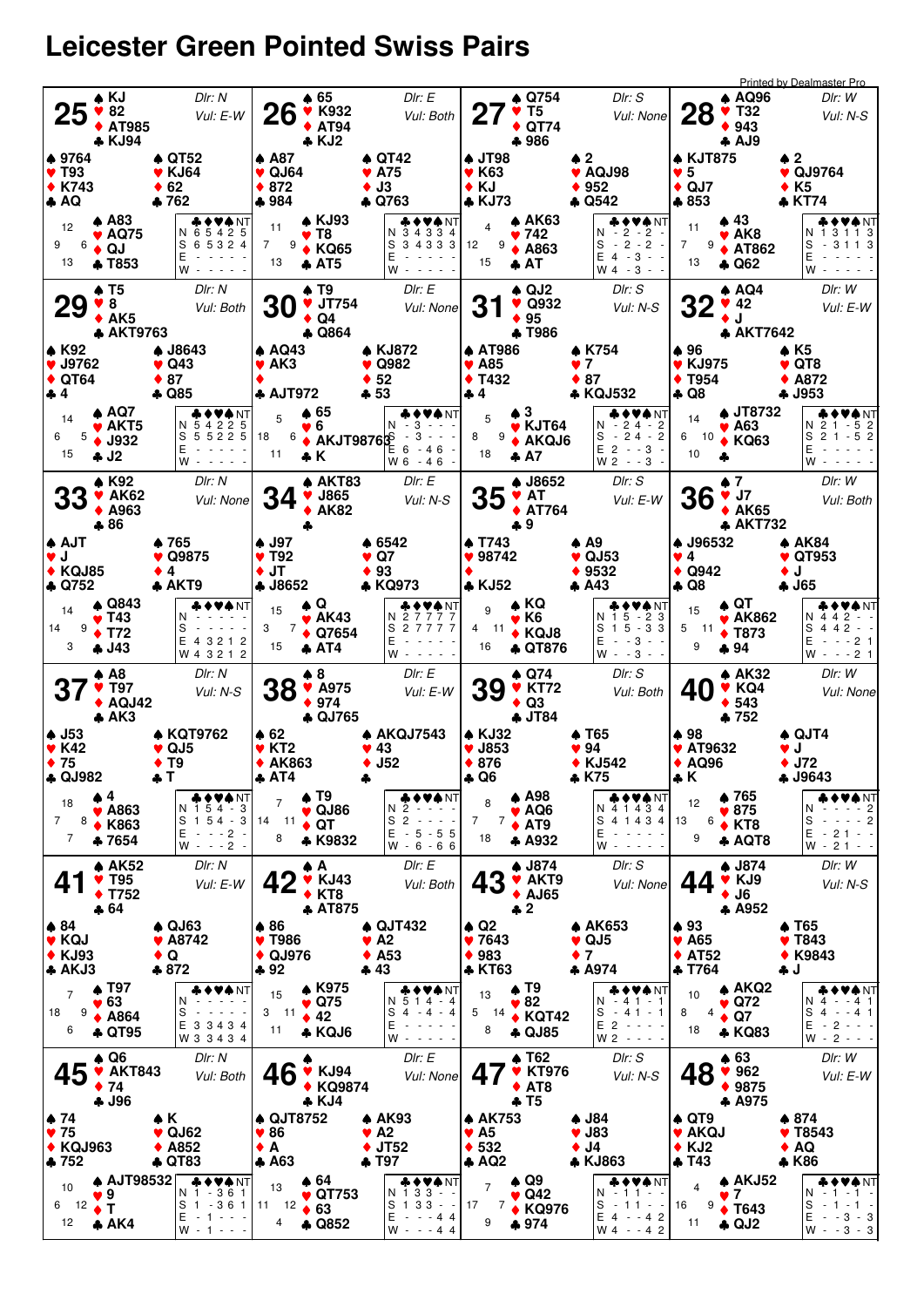# Leicester Green Pointed Swiss Pairs

## Board 25
Dlr: N — Vul: E-W

- **North:** ♠ KJ ♥ 82 ♦ AT985 ♣ KJ94
- **West:** ♠ 9764 ♥ T93 ♦ K743 ♣ AQ
- **East:** ♠ QT52 ♥ KJ64 ♦ 62 ♣ 762
- **South:** ♠ A83 ♥ AQ75 ♦ QJ ♣ T853

HCP: N 12, W 9, E 6, S 13

| | ♣ | ♦ | ♥ | ♠ | NT |
|---|---|---|---|---|---|
| N | 6 | 5 | 4 | 2 | 5 |
| S | 6 | 5 | 3 | 2 | 4 |
| E | - | - | - | - | - |
| W | - | - | - | - | - |

## Board 26
Dlr: E — Vul: Both

- **North:** ♠ 65 ♥ K932 ♦ AT94 ♣ KJ2
- **West:** ♠ A87 ♥ QJ64 ♦ 872 ♣ 984
- **East:** ♠ QT42 ♥ A75 ♦ J3 ♣ Q763
- **South:** ♠ KJ93 ♥ T8 ♦ KQ65 ♣ AT5

HCP: N 11, W 7, E 9, S 13

| | ♣ | ♦ | ♥ | ♠ | NT |
|---|---|---|---|---|---|
| N | 3 | 4 | 3 | 3 | 4 |
| S | 3 | 4 | 3 | 3 | 3 |
| E | - | - | - | - | - |
| W | - | - | - | - | - |

## Board 27
Dlr: S — Vul: None

- **North:** ♠ Q754 ♥ T5 ♦ QT74 ♣ 986
- **West:** ♠ JT98 ♥ K63 ♦ KJ ♣ KJ73
- **East:** ♠ 2 ♥ AQJ98 ♦ 952 ♣ Q542
- **South:** ♠ AK63 ♥ 742 ♦ A863 ♣ AT

HCP: N 4, W 12, E 9, S 15

| | ♣ | ♦ | ♥ | ♠ | NT |
|---|---|---|---|---|---|
| N | - | 2 | - | 2 | - |
| S | - | 2 | - | 2 | - |
| E | 4 | - | 3 | - | - |
| W | 4 | - | 3 | - | - |

## Board 28
Dlr: W — Vul: N-S

- **North:** ♠ AQ96 ♥ T32 ♦ 943 ♣ AJ9
- **West:** ♠ KJT875 ♥ 5 ♦ QJ7 ♣ 853
- **East:** ♠ 2 ♥ QJ9764 ♦ K5 ♣ KT74
- **South:** ♠ 43 ♥ AK8 ♦ AT862 ♣ Q62

HCP: N 11, W 7, E 9, S 13

| | ♣ | ♦ | ♥ | ♠ | NT |
|---|---|---|---|---|---|
| N | 1 | 3 | 1 | 1 | 3 |
| S | - | 3 | 1 | 1 | 3 |
| E | - | - | - | - | - |
| W | - | - | - | - | - |

## Board 29
Dlr: N — Vul: Both

- **North:** ♠ T5 ♥ 8 ♦ AK5 ♣ AKT9763
- **West:** ♠ K92 ♥ J9762 ♦ QT64 ♣ 4
- **East:** ♠ J8643 ♥ Q43 ♦ 87 ♣ Q85
- **South:** ♠ AQ7 ♥ AKT5 ♦ J932 ♣ J2

HCP: N 14, W 6, E 5, S 15

| | ♣ | ♦ | ♥ | ♠ | NT |
|---|---|---|---|---|---|
| N | 5 | 4 | 2 | 2 | 5 |
| S | 5 | 5 | 2 | 2 | 5 |
| E | - | - | - | - | - |
| W | - | - | - | - | - |

## Board 30
Dlr: E — Vul: None

- **North:** ♠ T9 ♥ JT754 ♦ Q4 ♣ Q864
- **West:** ♠ AQ43 ♥ AK3 ♦ — ♣ AJT972
- **East:** ♠ KJ872 ♥ Q982 ♦ 52 ♣ 53
- **South:** ♠ 65 ♥ 6 ♦ AKJT98763 ♣ K

HCP: N 5, W 18, E 6, S 11

| | ♣ | ♦ | ♥ | ♠ | NT |
|---|---|---|---|---|---|
| N | - | 3 | - | - | - |
| S | - | 3 | - | - | - |
| E | 6 | - | 4 | 6 | - |
| W | 6 | - | 4 | 6 | - |

## Board 31
Dlr: S — Vul: N-S

- **North:** ♠ QJ2 ♥ Q932 ♦ 95 ♣ T986
- **West:** ♠ AT986 ♥ A85 ♦ T432 ♣ 4
- **East:** ♠ K754 ♥ 7 ♦ 87 ♣ KQJ532
- **South:** ♠ 3 ♥ KJT64 ♦ AKQJ6 ♣ A7

HCP: N 5, W 8, E 9, S 18

| | ♣ | ♦ | ♥ | ♠ | NT |
|---|---|---|---|---|---|
| N | - | 2 | 4 | - | 2 |
| S | - | 2 | 4 | - | 2 |
| E | 2 | - | - | 3 | - |
| W | 2 | - | - | 3 | - |

## Board 32
Dlr: W — Vul: E-W

- **North:** ♠ AQ4 ♥ 42 ♦ J ♣ AKT7642
- **West:** ♠ 96 ♥ KJ975 ♦ T954 ♣ Q8
- **East:** ♠ K5 ♥ QT8 ♦ A872 ♣ J953
- **South:** ♠ JT8732 ♥ A63 ♦ KQ63 ♣ —

HCP: N 14, W 6, E 10, S 10

| | ♣ | ♦ | ♥ | ♠ | NT |
|---|---|---|---|---|---|
| N | 2 | 1 | - | 5 | 2 |
| S | 2 | 1 | - | 5 | 2 |
| E | - | - | - | - | - |
| W | - | - | - | - | - |

## Board 33
Dlr: N — Vul: None

- **North:** ♠ K92 ♥ AK62 ♦ A963 ♣ 86
- **West:** ♠ AJT ♥ J ♦ KQJ85 ♣ Q752
- **East:** ♠ 765 ♥ Q9875 ♦ 4 ♣ AKT9
- **South:** ♠ Q843 ♥ T43 ♦ T72 ♣ J43

HCP: N 14, W 14, E 9, S 3

| | ♣ | ♦ | ♥ | ♠ | NT |
|---|---|---|---|---|---|
| N | - | - | - | - | - |
| S | - | - | - | - | - |
| E | 4 | 3 | 2 | 1 | 2 |
| W | 4 | 3 | 2 | 1 | 2 |

## Board 34
Dlr: E — Vul: N-S

- **North:** ♠ AKT83 ♥ J865 ♦ AK82 ♣ —
- **West:** ♠ J97 ♥ T92 ♦ JT ♣ J8652
- **East:** ♠ 6542 ♥ Q7 ♦ 93 ♣ KQ973
- **South:** ♠ Q ♥ AK43 ♦ Q7654 ♣ AT4

HCP: N 15, W 3, E 7, S 15

| | ♣ | ♦ | ♥ | ♠ | NT |
|---|---|---|---|---|---|
| N | 2 | 7 | 7 | 7 | 7 |
| S | 2 | 7 | 7 | 7 | 7 |
| E | - | - | - | - | - |
| W | - | - | - | - | - |

## Board 35
Dlr: S — Vul: E-W

- **North:** ♠ J8652 ♥ AT ♦ AT764 ♣ 9
- **West:** ♠ T743 ♥ 98742 ♦ — ♣ KJ52
- **East:** ♠ A9 ♥ QJ53 ♦ 9532 ♣ A43
- **South:** ♠ KQ ♥ K6 ♦ KQJ8 ♣ QT876

HCP: N 9, W 4, E 11, S 16

| | ♣ | ♦ | ♥ | ♠ | NT |
|---|---|---|---|---|---|
| N | 1 | 5 | - | 2 | 3 |
| S | 1 | 5 | - | 3 | 3 |
| E | - | - | 3 | - | - |
| W | - | - | 3 | - | - |

## Board 36
Dlr: W — Vul: Both

- **North:** ♠ 7 ♥ J7 ♦ AK65 ♣ AKT732
- **West:** ♠ J96532 ♥ 4 ♦ Q942 ♣ Q8
- **East:** ♠ AK84 ♥ QT953 ♦ J ♣ J65
- **South:** ♠ QT ♥ AK862 ♦ T873 ♣ 94

HCP: N 15, W 5, E 11, S 9

| | ♣ | ♦ | ♥ | ♠ | NT |
|---|---|---|---|---|---|
| N | 4 | 4 | 2 | - | - |
| S | 4 | 4 | 2 | - | - |
| E | - | - | - | 2 | 1 |
| W | - | - | - | 2 | 1 |

## Board 37
Dlr: N — Vul: N-S

- **North:** ♠ A8 ♥ T97 ♦ AQJ42 ♣ AK3
- **West:** ♠ J53 ♥ K42 ♦ 75 ♣ QJ982
- **East:** ♠ KQT9762 ♥ QJ5 ♦ T9 ♣ T
- **South:** ♠ 4 ♥ A863 ♦ K863 ♣ 7654

HCP: N 18, W 7, E 8, S 7

| | ♣ | ♦ | ♥ | ♠ | NT |
|---|---|---|---|---|---|
| N | 1 | 5 | 4 | - | 3 |
| S | 1 | 5 | 4 | - | 3 |
| E | - | - | - | 2 | - |
| W | - | - | - | 2 | - |

## Board 38
Dlr: E — Vul: E-W

- **North:** ♠ 8 ♥ A975 ♦ 974 ♣ QJ765
- **West:** ♠ 62 ♥ KT2 ♦ AK863 ♣ AT4
- **East:** ♠ AKQJ7543 ♥ 43 ♦ J52 ♣ —
- **South:** ♠ T9 ♥ QJ86 ♦ QT ♣ K9832

HCP: N 7, W 14, E 11, S 8

| | ♣ | ♦ | ♥ | ♠ | NT |
|---|---|---|---|---|---|
| N | 2 | - | - | - | - |
| S | 2 | - | - | - | - |
| E | - | 5 | - | 5 | 5 |
| W | - | 6 | - | 6 | 6 |

## Board 39
Dlr: S — Vul: Both

- **North:** ♠ Q74 ♥ KT72 ♦ Q3 ♣ JT84
- **West:** ♠ KJ32 ♥ J853 ♦ 876 ♣ Q6
- **East:** ♠ T65 ♥ 94 ♦ KJ542 ♣ K75
- **South:** ♠ A98 ♥ AQ6 ♦ AT9 ♣ A932

HCP: N 8, W 7, E 7, S 18

| | ♣ | ♦ | ♥ | ♠ | NT |
|---|---|---|---|---|---|
| N | 4 | 1 | 4 | 3 | 4 |
| S | 4 | 1 | 4 | 3 | 4 |
| E | - | - | - | - | - |
| W | - | - | - | - | - |

## Board 40
Dlr: W — Vul: None

- **North:** ♠ AK32 ♥ KQ4 ♦ 543 ♣ 752
- **West:** ♠ 98 ♥ AT9632 ♦ AQ96 ♣ K
- **East:** ♠ QJT4 ♥ J ♦ J72 ♣ J9643
- **South:** ♠ 765 ♥ 875 ♦ KT8 ♣ AQT8

HCP: N 12, W 13, E 6, S 9

| | ♣ | ♦ | ♥ | ♠ | NT |
|---|---|---|---|---|---|
| N | - | - | - | - | 2 |
| S | - | - | - | - | 2 |
| E | - | 2 | 1 | - | - |
| W | - | 2 | 1 | - | - |

## Board 41
Dlr: N — Vul: E-W

- **North:** ♠ AK52 ♥ T95 ♦ T752 ♣ 64
- **West:** ♠ 84 ♥ KQJ ♦ KJ93 ♣ AKJ3
- **East:** ♠ QJ63 ♥ A8742 ♦ Q ♣ 872
- **South:** ♠ T97 ♥ 63 ♦ A864 ♣ QT95

HCP: N 7, W 18, E 9, S 6

| | ♣ | ♦ | ♥ | ♠ | NT |
|---|---|---|---|---|---|
| N | - | - | - | - | - |
| S | - | - | - | - | - |
| E | 3 | 3 | 4 | 3 | 4 |
| W | 3 | 3 | 4 | 3 | 4 |

## Board 42
Dlr: E — Vul: Both

- **North:** ♠ A ♥ KJ43 ♦ KT8 ♣ AT875
- **West:** ♠ 86 ♥ T986 ♦ QJ976 ♣ 92
- **East:** ♠ QJT432 ♥ A2 ♦ A53 ♣ 43
- **South:** ♠ K975 ♥ Q75 ♦ 42 ♣ KQJ6

HCP: N 15, W 3, E 11, S 11

| | ♣ | ♦ | ♥ | ♠ | NT |
|---|---|---|---|---|---|
| N | 5 | 1 | 4 | - | 4 |
| S | 4 | - | 4 | - | 4 |
| E | - | - | - | - | - |
| W | - | - | - | - | - |

## Board 43
Dlr: S — Vul: None

- **North:** ♠ J874 ♥ AKT9 ♦ AJ65 ♣ 2
- **West:** ♠ Q2 ♥ 7643 ♦ 983 ♣ KT63
- **East:** ♠ AK653 ♥ QJ5 ♦ 7 ♣ A974
- **South:** ♠ T9 ♥ 82 ♦ KQT42 ♣ QJ85

HCP: N 13, W 5, E 14, S 8

| | ♣ | ♦ | ♥ | ♠ | NT |
|---|---|---|---|---|---|
| N | - | 4 | 1 | - | 1 |
| S | - | 4 | 1 | - | 1 |
| E | 2 | - | - | - | - |
| W | 2 | - | - | - | - |

## Board 44
Dlr: W — Vul: N-S

- **North:** ♠ J874 ♥ KJ9 ♦ J6 ♣ A952
- **West:** ♠ 93 ♥ A65 ♦ AT52 ♣ T764
- **East:** ♠ T65 ♥ T843 ♦ K9843 ♣ J
- **South:** ♠ AKQ2 ♥ Q72 ♦ Q7 ♣ KQ83

HCP: N 10, W 8, E 4, S 18

| | ♣ | ♦ | ♥ | ♠ | NT |
|---|---|---|---|---|---|
| N | 4 | - | - | 4 | 1 |
| S | 4 | - | - | 4 | 1 |
| E | - | 2 | - | - | - |
| W | - | 2 | - | - | - |

## Board 45
Dlr: N — Vul: Both

- **North:** ♠ Q6 ♥ AKT843 ♦ 74 ♣ J96
- **West:** ♠ 74 ♥ 75 ♦ KQJ963 ♣ 752
- **East:** ♠ K ♥ QJ62 ♦ A852 ♣ QT83
- **South:** ♠ AJT98532 ♥ 9 ♦ T ♣ AK4

HCP: N 10, W 6, E 12, S 12

| | ♣ | ♦ | ♥ | ♠ | NT |
|---|---|---|---|---|---|
| N | 1 | - | 3 | 6 | 1 |
| S | 1 | - | 3 | 6 | 1 |
| E | - | 1 | - | - | - |
| W | - | 1 | - | - | - |

## Board 46
Dlr: E — Vul: None

- **North:** ♠ — ♥ KJ94 ♦ KQ9874 ♣ KJ4
- **West:** ♠ QJT8752 ♥ 86 ♦ A ♣ A63
- **East:** ♠ AK93 ♥ A2 ♦ JT52 ♣ T97
- **South:** ♠ 64 ♥ QT753 ♦ 63 ♣ Q852

HCP: N 13, W 11, E 12, S 4

| | ♣ | ♦ | ♥ | ♠ | NT |
|---|---|---|---|---|---|
| N | 1 | 3 | 3 | - | - |
| S | 1 | 3 | 3 | - | - |
| E | - | - | - | 4 | 4 |
| W | - | - | - | 4 | 4 |

## Board 47
Dlr: S — Vul: N-S

- **North:** ♠ T62 ♥ KT976 ♦ AT8 ♣ T5
- **West:** ♠ AK753 ♥ A5 ♦ 532 ♣ AQ2
- **East:** ♠ J84 ♥ J83 ♦ J4 ♣ KJ863
- **South:** ♠ Q9 ♥ Q42 ♦ KQ976 ♣ 974

HCP: N 7, W 17, E 7, S 9

| | ♣ | ♦ | ♥ | ♠ | NT |
|---|---|---|---|---|---|
| N | - | 1 | 1 | - | - |
| S | - | 1 | 1 | - | - |
| E | 4 | - | - | 4 | 2 |
| W | 4 | - | - | 4 | 2 |

## Board 48
Dlr: W — Vul: E-W

- **North:** ♠ 63 ♥ 962 ♦ 9875 ♣ A975
- **West:** ♠ QT9 ♥ AKQJ ♦ KJ2 ♣ T43
- **East:** ♠ 874 ♥ T8543 ♦ AQ ♣ K86
- **South:** ♠ AKJ52 ♥ 7 ♦ T643 ♣ QJ2

HCP: N 4, W 16, E 9, S 11

| | ♣ | ♦ | ♥ | ♠ | NT |
|---|---|---|---|---|---|
| N | - | 1 | - | 1 | - |
| S | - | 1 | - | 1 | - |
| E | - | - | 3 | - | 3 |
| W | - | - | 3 | - | 3 |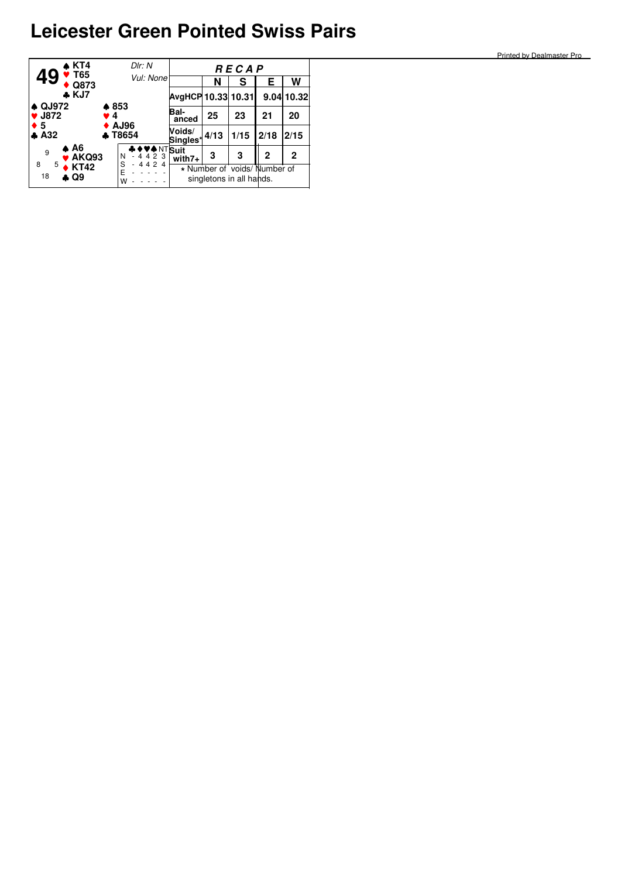# Leicester Green Pointed Swiss Pairs

**Board 49** — Dlr: N — Vul: None

North:
♠ KT4
♥ T65
♦ Q873
♣ KJ7

West:
♠ QJ972
♥ J872
♦ 5
♣ A32

East:
♠ 853
♥ 4
♦ AJ96
♣ T8654

South:
♠ A6
♥ AKQ93
♦ KT42
♣ Q9

HCP: N 9, W 8, E 5, S 18

| | ♣ | ♦ | ♥ | ♠ | NT |
|---|---|---|---|---|---|
| N | - | 4 | 4 | 2 | 3 |
| S | - | 4 | 4 | 2 | 4 |
| E | - | - | - | - | - |
| W | - | - | - | - | - |

**RECAP**

| | N | S | E | W |
|---|---|---|---|---|
| AvgHCP | 10.33 | 10.31 | 9.04 | 10.32 |
| Balanced | 25 | 23 | 21 | 20 |
| Voids/ Singles* | 4/13 | 1/15 | 2/18 | 2/15 |
| Suit with7+ | 3 | 3 | 2 | 2 |

* Number of voids/ Number of singletons in all hands.